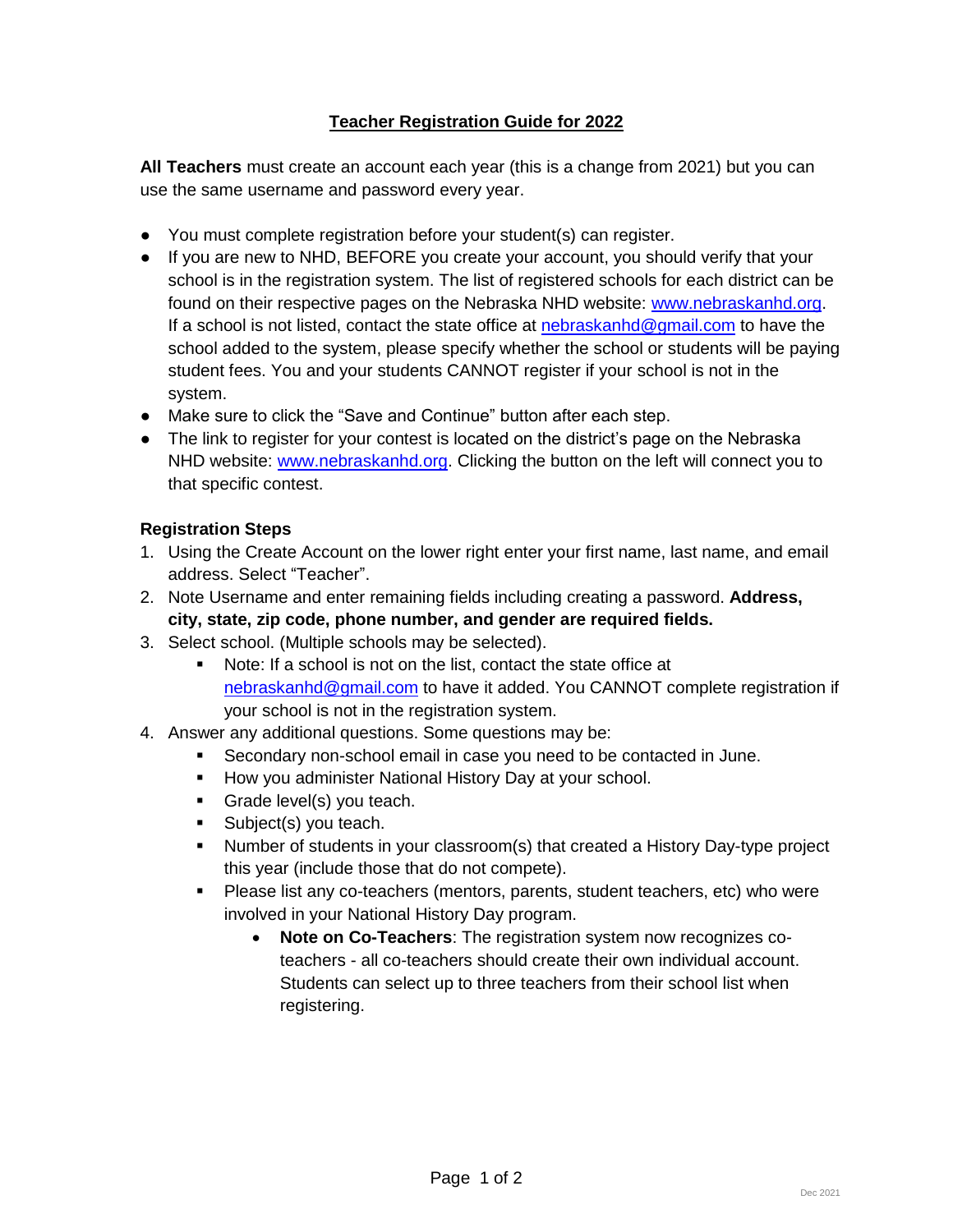# Teacher Registration Guide for 2022

**All Teachers** must create an account each year (this is a change from 2021) but you can use the same username and password every year.

- You must complete registration before your student(s) can register.
- If you are new to NHD, BEFORE you create your account, you should verify that your school is in the registration system. The list of registered schools for each district can be found on their respective pages on the Nebraska NHD website: www.nebraskanhd.org. If a school is not listed, contact the state office at nebraskanhd@gmail.com to have the school added to the system, please specify whether the school or students will be paying student fees. You and your students CANNOT register if your school is not in the system.
- Make sure to click the "Save and Continue" button after each step.
- The link to register for your contest is located on the district's page on the Nebraska NHD website: www.nebraskanhd.org. Clicking the button on the left will connect you to that specific contest.

### Registration Steps

1. Using the Create Account on the lower right enter your first name, last name, and email address. Select "Teacher".
2. Note Username and enter remaining fields including creating a password. **Address, city, state, zip code, phone number, and gender are required fields.**
3. Select school. (Multiple schools may be selected).
   - Note: If a school is not on the list, contact the state office at nebraskanhd@gmail.com to have it added. You CANNOT complete registration if your school is not in the registration system.
4. Answer any additional questions. Some questions may be:
   - Secondary non-school email in case you need to be contacted in June.
   - How you administer National History Day at your school.
   - Grade level(s) you teach.
   - Subject(s) you teach.
   - Number of students in your classroom(s) that created a History Day-type project this year (include those that do not compete).
   - Please list any co-teachers (mentors, parents, student teachers, etc) who were involved in your National History Day program.
     - **Note on Co-Teachers**: The registration system now recognizes co-teachers - all co-teachers should create their own individual account. Students can select up to three teachers from their school list when registering.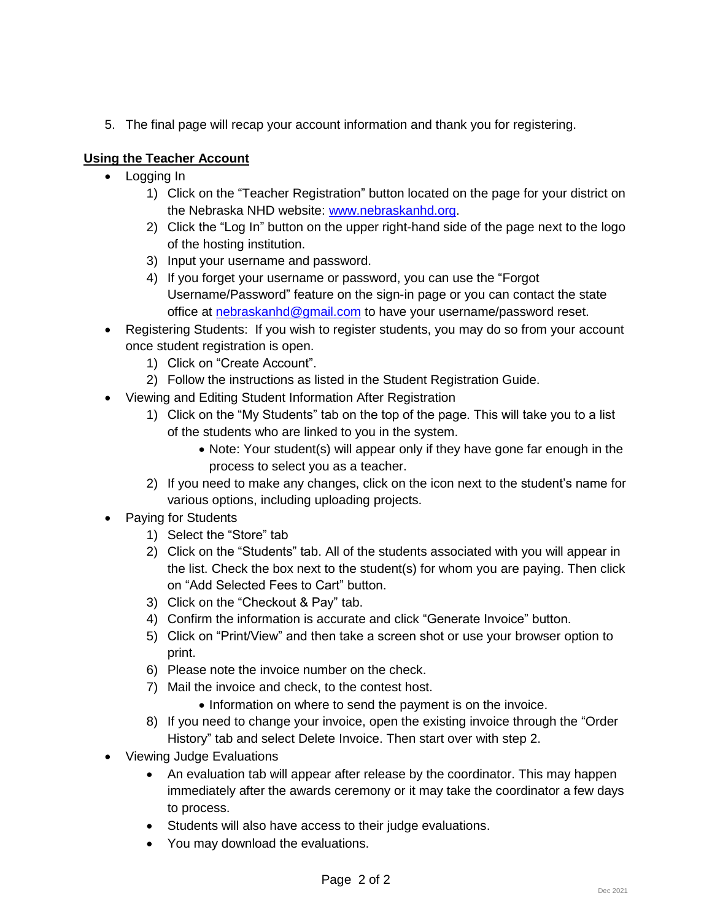5. The final page will recap your account information and thank you for registering.

**Using the Teacher Account**

- Logging In
  1) Click on the "Teacher Registration" button located on the page for your district on the Nebraska NHD website: www.nebraskanhd.org.
  2) Click the "Log In" button on the upper right-hand side of the page next to the logo of the hosting institution.
  3) Input your username and password.
  4) If you forget your username or password, you can use the "Forgot Username/Password" feature on the sign-in page or you can contact the state office at nebraskanhd@gmail.com to have your username/password reset.
- Registering Students: If you wish to register students, you may do so from your account once student registration is open.
  1) Click on "Create Account".
  2) Follow the instructions as listed in the Student Registration Guide.
- Viewing and Editing Student Information After Registration
  1) Click on the "My Students" tab on the top of the page. This will take you to a list of the students who are linked to you in the system.
     - Note: Your student(s) will appear only if they have gone far enough in the process to select you as a teacher.
  2) If you need to make any changes, click on the icon next to the student's name for various options, including uploading projects.
- Paying for Students
  1) Select the "Store" tab
  2) Click on the "Students" tab. All of the students associated with you will appear in the list. Check the box next to the student(s) for whom you are paying. Then click on "Add Selected Fees to Cart" button.
  3) Click on the "Checkout & Pay" tab.
  4) Confirm the information is accurate and click "Generate Invoice" button.
  5) Click on "Print/View" and then take a screen shot or use your browser option to print.
  6) Please note the invoice number on the check.
  7) Mail the invoice and check, to the contest host.
     - Information on where to send the payment is on the invoice.
  8) If you need to change your invoice, open the existing invoice through the "Order History" tab and select Delete Invoice. Then start over with step 2.
- Viewing Judge Evaluations
  - An evaluation tab will appear after release by the coordinator. This may happen immediately after the awards ceremony or it may take the coordinator a few days to process.
  - Students will also have access to their judge evaluations.
  - You may download the evaluations.